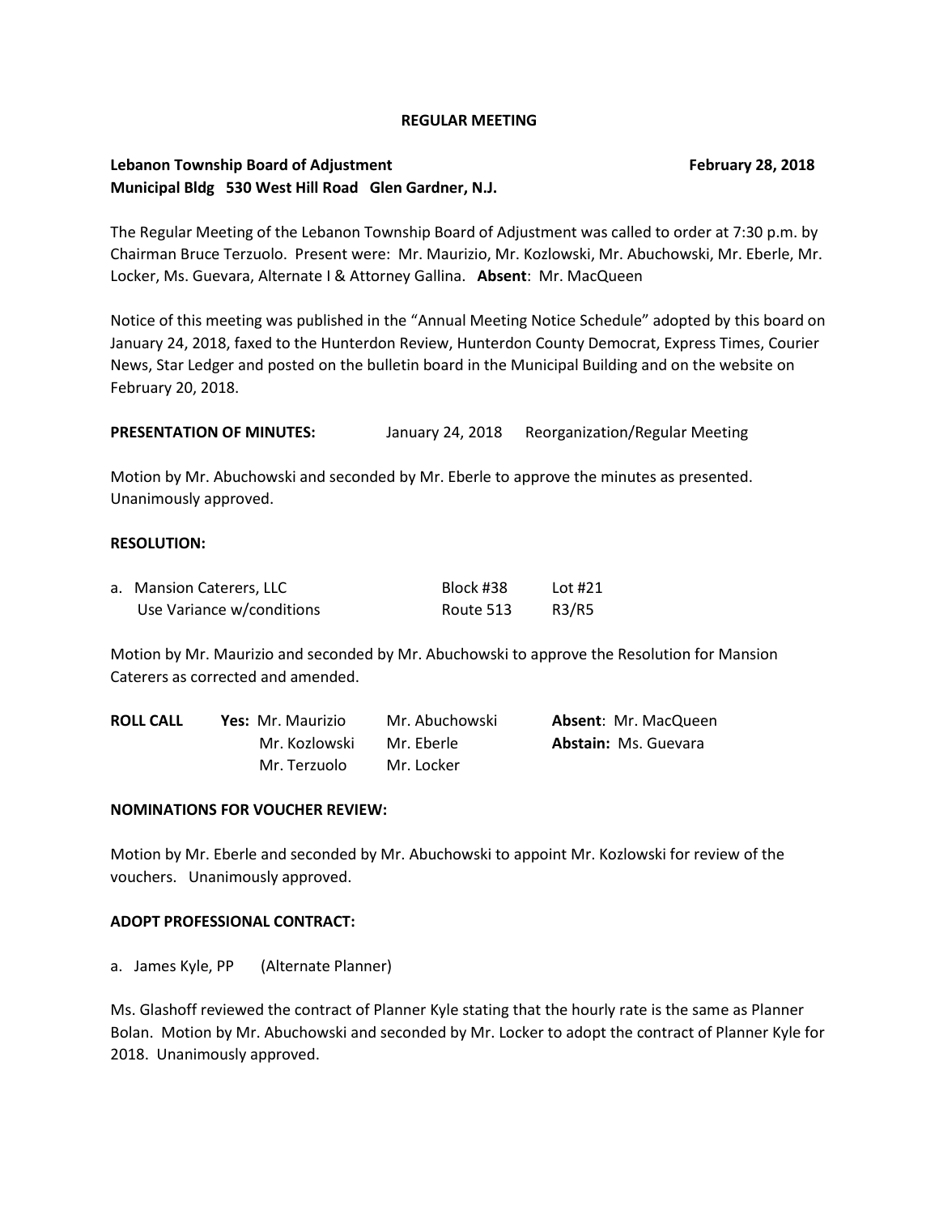**REGULAR MEETING**

**Lebanon Township Board of Adjustment** **February 28, 2018**
**Municipal Bldg 530 West Hill Road Glen Gardner, N.J.**

The Regular Meeting of the Lebanon Township Board of Adjustment was called to order at 7:30 p.m. by Chairman Bruce Terzuolo. Present were: Mr. Maurizio, Mr. Kozlowski, Mr. Abuchowski, Mr. Eberle, Mr. Locker, Ms. Guevara, Alternate I & Attorney Gallina. **Absent**: Mr. MacQueen

Notice of this meeting was published in the "Annual Meeting Notice Schedule" adopted by this board on January 24, 2018, faxed to the Hunterdon Review, Hunterdon County Democrat, Express Times, Courier News, Star Ledger and posted on the bulletin board in the Municipal Building and on the website on February 20, 2018.

**PRESENTATION OF MINUTES:** January 24, 2018 Reorganization/Regular Meeting

Motion by Mr. Abuchowski and seconded by Mr. Eberle to approve the minutes as presented. Unanimously approved.

**RESOLUTION:**

| | | |
|---|---|---|
| a. Mansion Caterers, LLC | Block #38 | Lot #21 |
| Use Variance w/conditions | Route 513 | R3/R5 |

Motion by Mr. Maurizio and seconded by Mr. Abuchowski to approve the Resolution for Mansion Caterers as corrected and amended.

| | | | |
|---|---|---|---|
| **ROLL CALL** | **Yes:** Mr. Maurizio | Mr. Abuchowski | **Absent**: Mr. MacQueen |
| | Mr. Kozlowski | Mr. Eberle | **Abstain:** Ms. Guevara |
| | Mr. Terzuolo | Mr. Locker | |

**NOMINATIONS FOR VOUCHER REVIEW:**

Motion by Mr. Eberle and seconded by Mr. Abuchowski to appoint Mr. Kozlowski for review of the vouchers. Unanimously approved.

**ADOPT PROFESSIONAL CONTRACT:**

a. James Kyle, PP (Alternate Planner)

Ms. Glashoff reviewed the contract of Planner Kyle stating that the hourly rate is the same as Planner Bolan. Motion by Mr. Abuchowski and seconded by Mr. Locker to adopt the contract of Planner Kyle for 2018. Unanimously approved.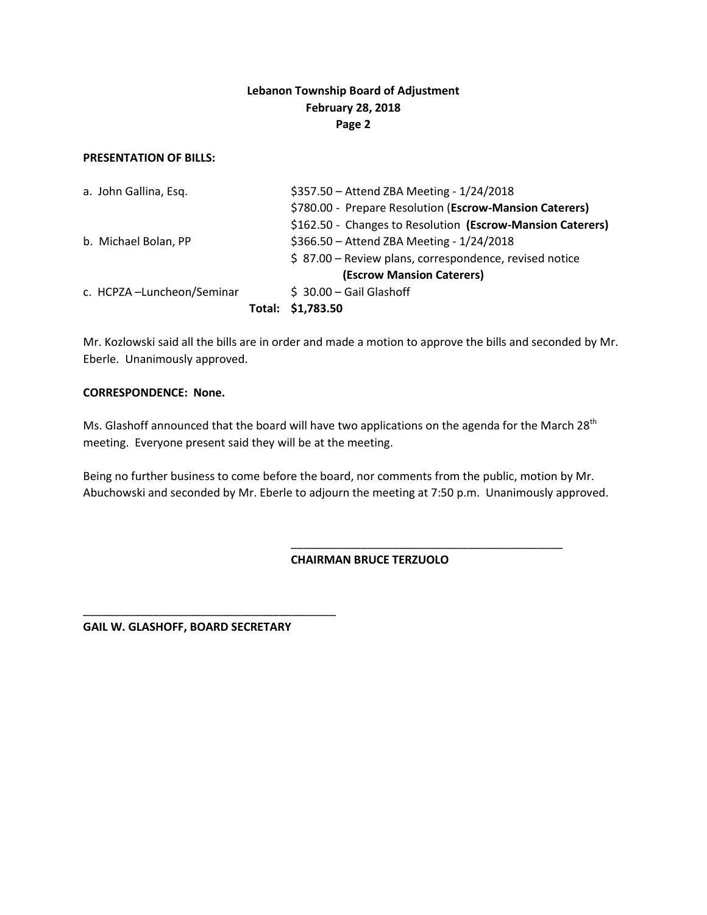**PRESENTATION OF BILLS:**

| | |
|---|---|
| a. John Gallina, Esq. | $357.50 – Attend ZBA Meeting - 1/24/2018 |
| | $780.00 - Prepare Resolution (**Escrow-Mansion Caterers)** |
| | $162.50 - Changes to Resolution **(Escrow-Mansion Caterers)** |
| b. Michael Bolan, PP | $366.50 – Attend ZBA Meeting - 1/24/2018 |
| | $ 87.00 – Review plans, correspondence, revised notice **(Escrow Mansion Caterers)** |
| c. HCPZA –Luncheon/Seminar | $ 30.00 – Gail Glashoff |
| **Total:** | **$1,783.50** |

Mr. Kozlowski said all the bills are in order and made a motion to approve the bills and seconded by Mr. Eberle. Unanimously approved.

**CORRESPONDENCE: None.**

Ms. Glashoff announced that the board will have two applications on the agenda for the March 28th meeting. Everyone present said they will be at the meeting.

Being no further business to come before the board, nor comments from the public, motion by Mr. Abuchowski and seconded by Mr. Eberle to adjourn the meeting at 7:50 p.m. Unanimously approved.

\_\_\_\_\_\_\_\_\_\_\_\_\_\_\_\_\_\_\_\_\_\_\_\_\_\_\_\_\_\_\_\_\_\_\_\_\_\_\_\_\_\_\_\_

**CHAIRMAN BRUCE TERZUOLO**

\_\_\_\_\_\_\_\_\_\_\_\_\_\_\_\_\_\_\_\_\_\_\_\_\_\_\_\_\_\_\_\_\_\_\_\_\_\_\_\_\_\_\_\_

**GAIL W. GLASHOFF, BOARD SECRETARY**